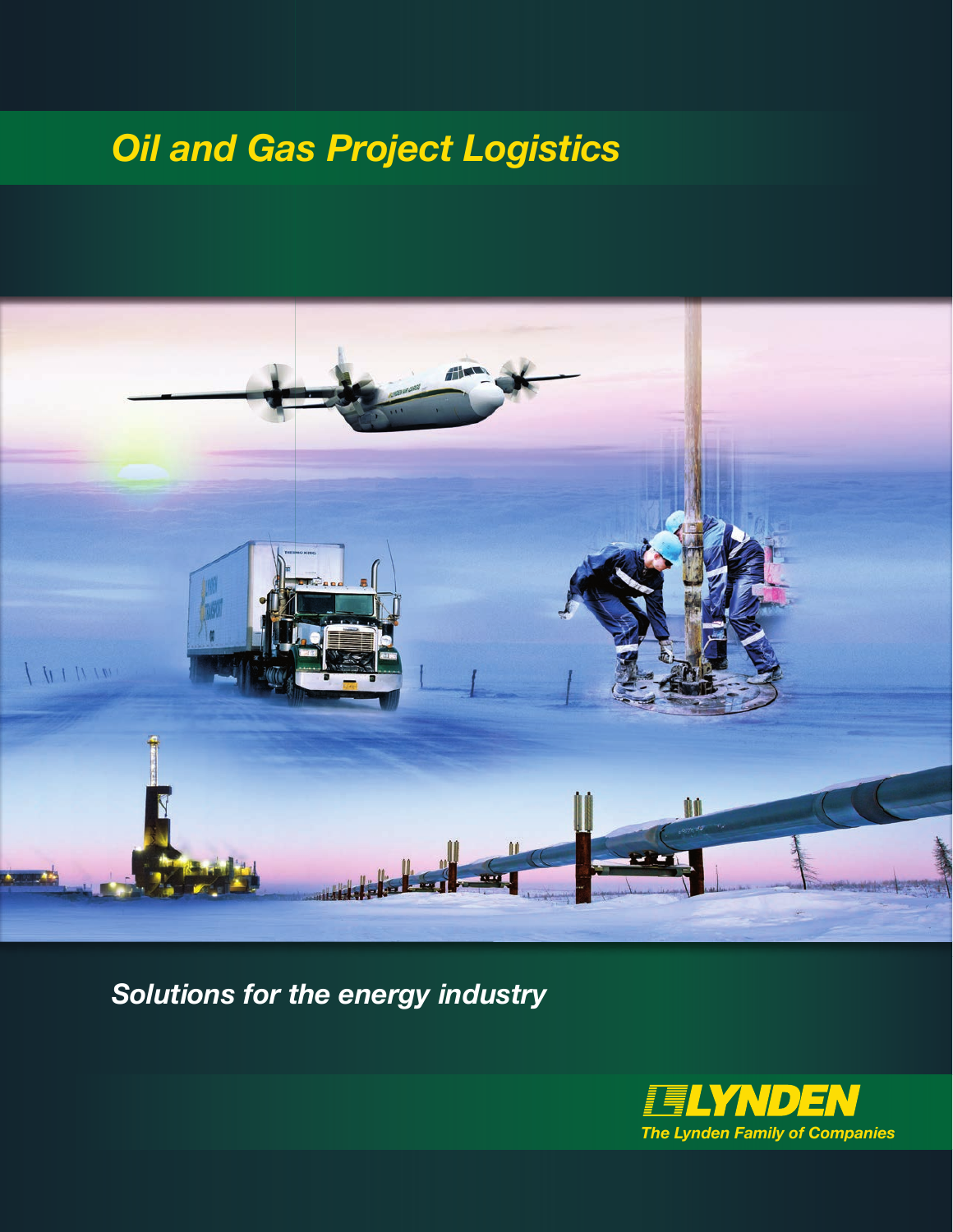# *Oil and Gas Project Logistics*

*Solutions for the energy industry*

**LYNDEN**

*The Lynden Family of Companies*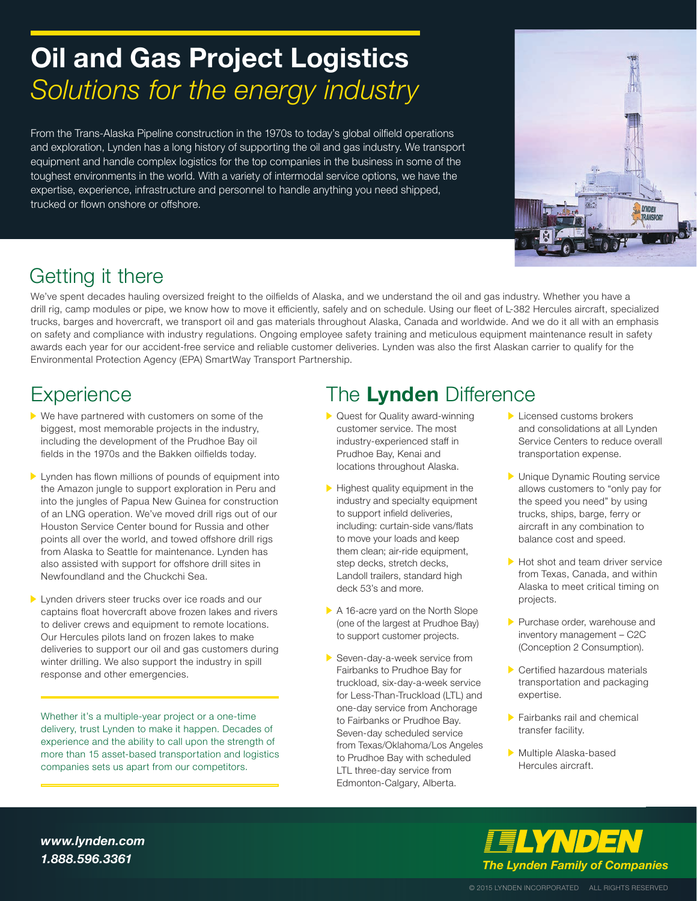# Oil and Gas Project Logistics

*Solutions for the energy industry*

From the Trans-Alaska Pipeline construction in the 1970s to today's global oilfield operations and exploration, Lynden has a long history of supporting the oil and gas industry. We transport equipment and handle complex logistics for the top companies in the business in some of the toughest environments in the world. With a variety of intermodal service options, we have the expertise, experience, infrastructure and personnel to handle anything you need shipped, trucked or flown onshore or offshore.

## Getting it there

We've spent decades hauling oversized freight to the oilfields of Alaska, and we understand the oil and gas industry. Whether you have a drill rig, camp modules or pipe, we know how to move it efficiently, safely and on schedule. Using our fleet of L-382 Hercules aircraft, specialized trucks, barges and hovercraft, we transport oil and gas materials throughout Alaska, Canada and worldwide. And we do it all with an emphasis on safety and compliance with industry regulations. Ongoing employee safety training and meticulous equipment maintenance result in safety awards each year for our accident-free service and reliable customer deliveries. Lynden was also the first Alaskan carrier to qualify for the Environmental Protection Agency (EPA) SmartWay Transport Partnership.

## Experience

- We have partnered with customers on some of the biggest, most memorable projects in the industry, including the development of the Prudhoe Bay oil fields in the 1970s and the Bakken oilfields today.
- Lynden has flown millions of pounds of equipment into the Amazon jungle to support exploration in Peru and into the jungles of Papua New Guinea for construction of an LNG operation. We've moved drill rigs out of our Houston Service Center bound for Russia and other points all over the world, and towed offshore drill rigs from Alaska to Seattle for maintenance. Lynden has also assisted with support for offshore drill sites in Newfoundland and the Chuckchi Sea.
- Lynden drivers steer trucks over ice roads and our captains float hovercraft above frozen lakes and rivers to deliver crews and equipment to remote locations. Our Hercules pilots land on frozen lakes to make deliveries to support our oil and gas customers during winter drilling. We also support the industry in spill response and other emergencies.

Whether it's a multiple-year project or a one-time delivery, trust Lynden to make it happen. Decades of experience and the ability to call upon the strength of more than 15 asset-based transportation and logistics companies sets us apart from our competitors.

## The **Lynden** Difference

- Quest for Quality award-winning customer service. The most industry-experienced staff in Prudhoe Bay, Kenai and locations throughout Alaska.
- Highest quality equipment in the industry and specialty equipment to support infield deliveries, including: curtain-side vans/flats to move your loads and keep them clean; air-ride equipment, step decks, stretch decks, Landoll trailers, standard high deck 53's and more.
- A 16-acre yard on the North Slope (one of the largest at Prudhoe Bay) to support customer projects.
- Seven-day-a-week service from Fairbanks to Prudhoe Bay for truckload, six-day-a-week service for Less-Than-Truckload (LTL) and one-day service from Anchorage to Fairbanks or Prudhoe Bay. Seven-day scheduled service from Texas/Oklahoma/Los Angeles to Prudhoe Bay with scheduled LTL three-day service from Edmonton-Calgary, Alberta.
- Licensed customs brokers and consolidations at all Lynden Service Centers to reduce overall transportation expense.
- Unique Dynamic Routing service allows customers to "only pay for the speed you need" by using trucks, ships, barge, ferry or aircraft in any combination to balance cost and speed.
- Hot shot and team driver service from Texas, Canada, and within Alaska to meet critical timing on projects.
- Purchase order, warehouse and inventory management – C2C (Conception 2 Consumption).
- Certified hazardous materials transportation and packaging expertise.
- Fairbanks rail and chemical transfer facility.
- Multiple Alaska-based Hercules aircraft.

***www.lynden.com***
***1.888.596.3361***

**LYNDEN**
*The Lynden Family of Companies*

© 2015 LYNDEN INCORPORATED ALL RIGHTS RESERVED